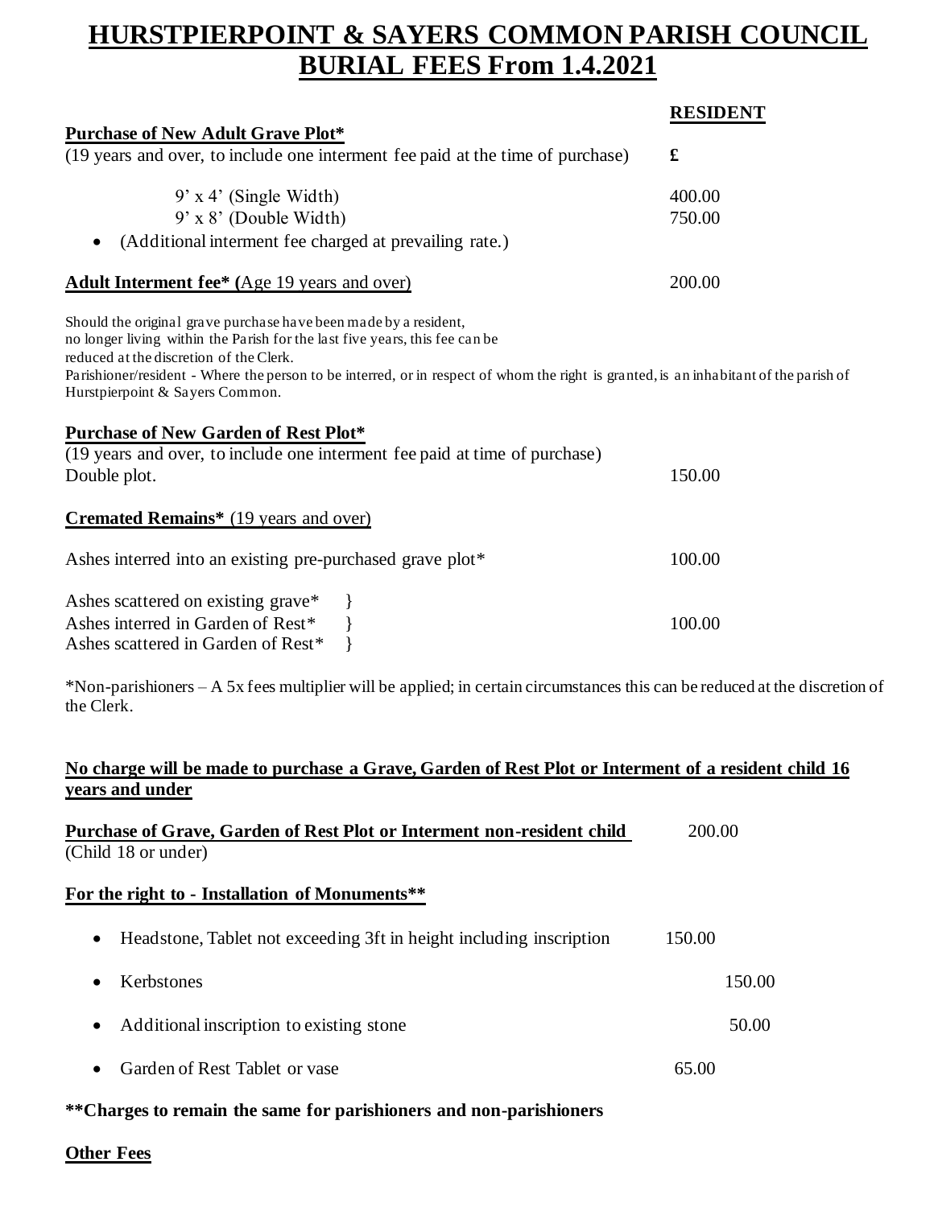# HURSTPIERPOINT & SAYERS COMMON PARISH COUNCIL
# BURIAL FEES From 1.4.2021

| | **RESIDENT** |
|---|---|
| **Purchase of New Adult Grave Plot*** | |
| (19 years and over, to include one interment fee paid at the time of purchase) | **£** |
| 9' x 4' (Single Width) | 400.00 |
| 9' x 8' (Double Width) | 750.00 |

- (Additional interment fee charged at prevailing rate.)

| | |
|---|---|
| **Adult Interment fee* (**Age 19 years and over) | 200.00 |

Should the original grave purchase have been made by a resident, no longer living within the Parish for the last five years, this fee can be reduced at the discretion of the Clerk.

Parishioner/resident - Where the person to be interred, or in respect of whom the right is granted, is an inhabitant of the parish of Hurstpierpoint & Sayers Common.

| | |
|---|---|
| **Purchase of New Garden of Rest Plot*** | |
| (19 years and over, to include one interment fee paid at time of purchase) Double plot. | 150.00 |

**Cremated Remains*** (19 years and over)

| | |
|---|---|
| Ashes interred into an existing pre-purchased grave plot* | 100.00 |
| Ashes scattered on existing grave* }<br>Ashes interred in Garden of Rest* }<br>Ashes scattered in Garden of Rest* } | 100.00 |

*Non-parishioners – A 5x fees multiplier will be applied; in certain circumstances this can be reduced at the discretion of the Clerk.

**No charge will be made to purchase a Grave, Garden of Rest Plot or Interment of a resident child 16 years and under**

| | |
|---|---|
| **Purchase of Grave, Garden of Rest Plot or Interment non-resident child** (Child 18 or under) | 200.00 |

**For the right to - Installation of Monuments****

| | |
|---|---|
| Headstone, Tablet not exceeding 3ft in height including inscription | 150.00 |
| Kerbstones | 150.00 |
| Additional inscription to existing stone | 50.00 |
| Garden of Rest Tablet or vase | 65.00 |

****Charges to remain the same for parishioners and non-parishioners**

**Other Fees**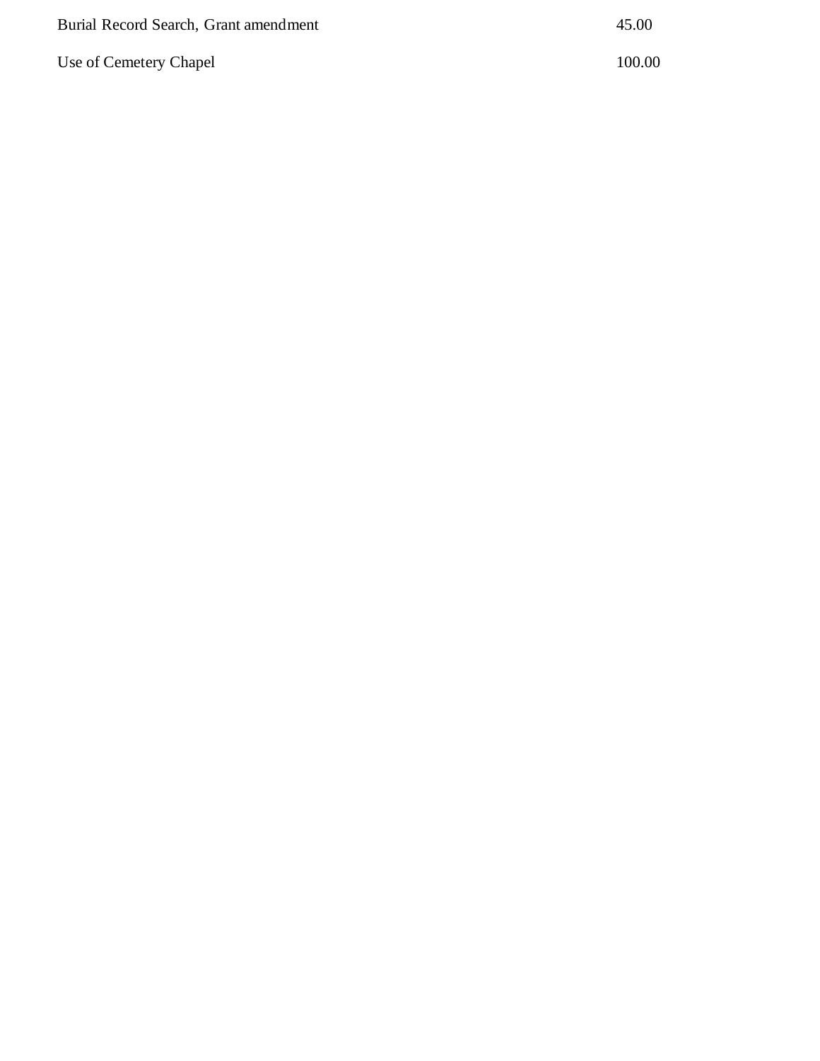| | |
|---|---|
| Burial Record Search, Grant amendment | 45.00 |
| Use of Cemetery Chapel | 100.00 |